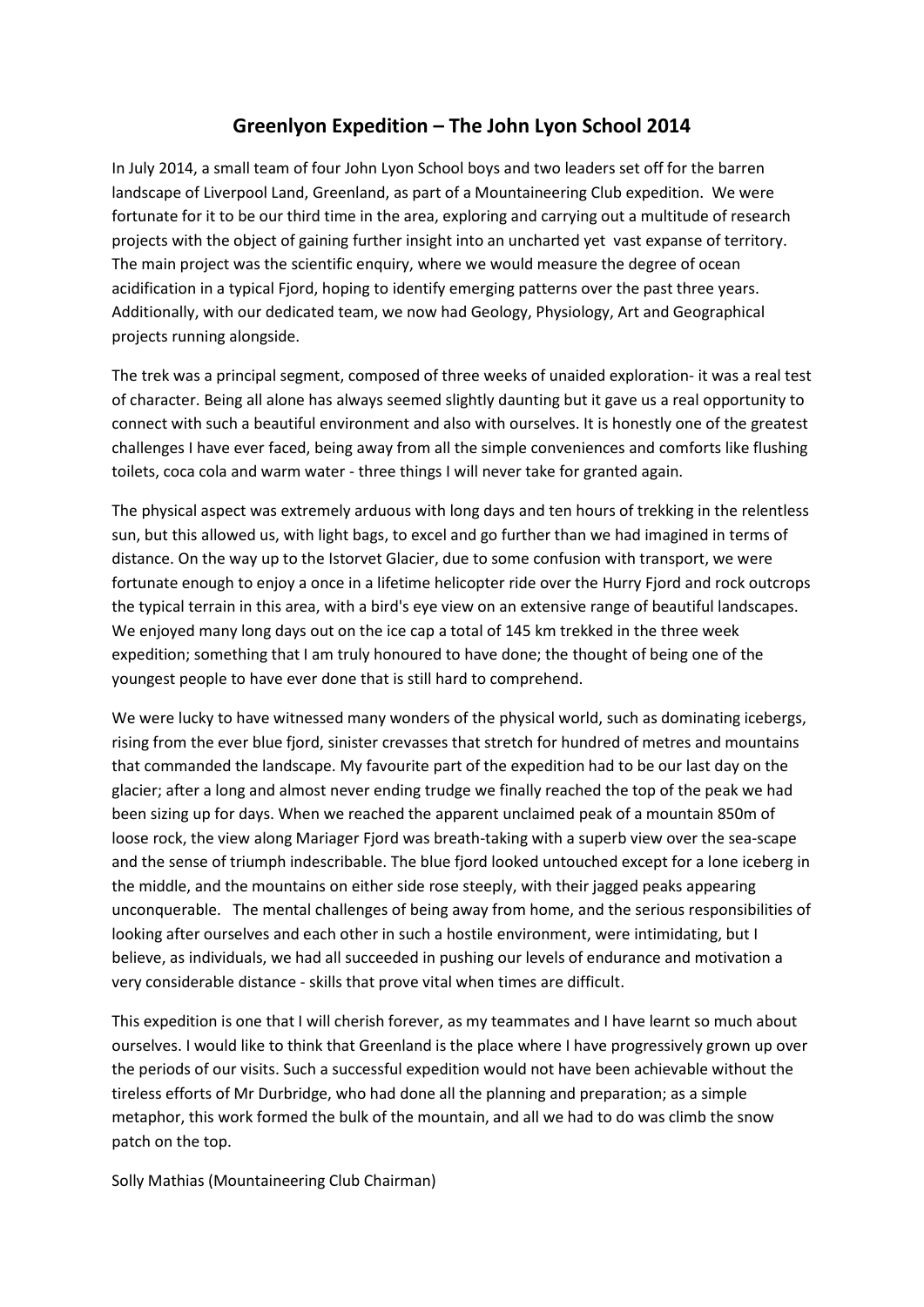# Greenlyon Expedition – The John Lyon School 2014

In July 2014, a small team of four John Lyon School boys and two leaders set off for the barren landscape of Liverpool Land, Greenland, as part of a Mountaineering Club expedition. We were fortunate for it to be our third time in the area, exploring and carrying out a multitude of research projects with the object of gaining further insight into an uncharted yet vast expanse of territory. The main project was the scientific enquiry, where we would measure the degree of ocean acidification in a typical Fjord, hoping to identify emerging patterns over the past three years. Additionally, with our dedicated team, we now had Geology, Physiology, Art and Geographical projects running alongside.

The trek was a principal segment, composed of three weeks of unaided exploration- it was a real test of character. Being all alone has always seemed slightly daunting but it gave us a real opportunity to connect with such a beautiful environment and also with ourselves. It is honestly one of the greatest challenges I have ever faced, being away from all the simple conveniences and comforts like flushing toilets, coca cola and warm water - three things I will never take for granted again.

The physical aspect was extremely arduous with long days and ten hours of trekking in the relentless sun, but this allowed us, with light bags, to excel and go further than we had imagined in terms of distance. On the way up to the Istorvet Glacier, due to some confusion with transport, we were fortunate enough to enjoy a once in a lifetime helicopter ride over the Hurry Fjord and rock outcrops the typical terrain in this area, with a bird's eye view on an extensive range of beautiful landscapes. We enjoyed many long days out on the ice cap a total of 145 km trekked in the three week expedition; something that I am truly honoured to have done; the thought of being one of the youngest people to have ever done that is still hard to comprehend.

We were lucky to have witnessed many wonders of the physical world, such as dominating icebergs, rising from the ever blue fjord, sinister crevasses that stretch for hundred of metres and mountains that commanded the landscape. My favourite part of the expedition had to be our last day on the glacier; after a long and almost never ending trudge we finally reached the top of the peak we had been sizing up for days. When we reached the apparent unclaimed peak of a mountain 850m of loose rock, the view along Mariager Fjord was breath-taking with a superb view over the sea-scape and the sense of triumph indescribable. The blue fjord looked untouched except for a lone iceberg in the middle, and the mountains on either side rose steeply, with their jagged peaks appearing unconquerable. The mental challenges of being away from home, and the serious responsibilities of looking after ourselves and each other in such a hostile environment, were intimidating, but I believe, as individuals, we had all succeeded in pushing our levels of endurance and motivation a very considerable distance - skills that prove vital when times are difficult.

This expedition is one that I will cherish forever, as my teammates and I have learnt so much about ourselves. I would like to think that Greenland is the place where I have progressively grown up over the periods of our visits. Such a successful expedition would not have been achievable without the tireless efforts of Mr Durbridge, who had done all the planning and preparation; as a simple metaphor, this work formed the bulk of the mountain, and all we had to do was climb the snow patch on the top.

Solly Mathias (Mountaineering Club Chairman)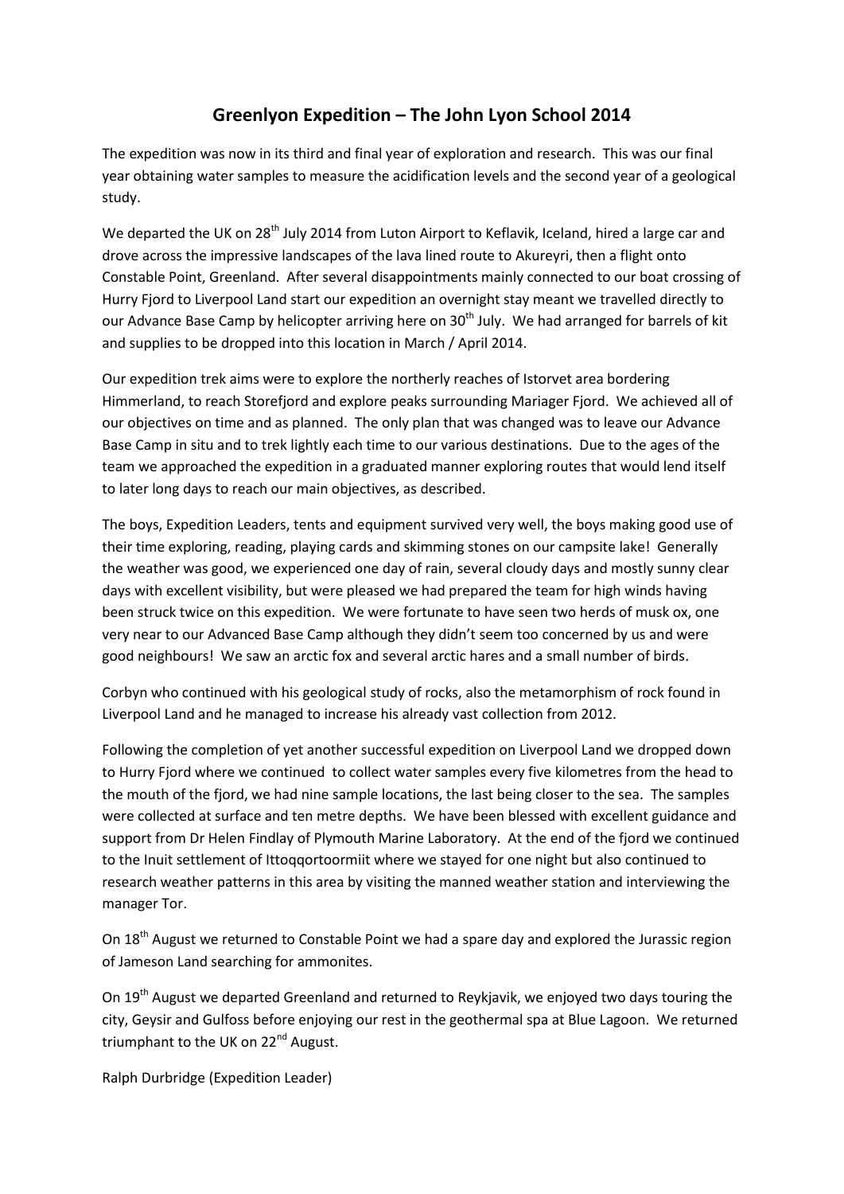# Greenlyon Expedition – The John Lyon School 2014

The expedition was now in its third and final year of exploration and research. This was our final year obtaining water samples to measure the acidification levels and the second year of a geological study.

We departed the UK on 28th July 2014 from Luton Airport to Keflavik, Iceland, hired a large car and drove across the impressive landscapes of the lava lined route to Akureyri, then a flight onto Constable Point, Greenland. After several disappointments mainly connected to our boat crossing of Hurry Fjord to Liverpool Land start our expedition an overnight stay meant we travelled directly to our Advance Base Camp by helicopter arriving here on 30th July. We had arranged for barrels of kit and supplies to be dropped into this location in March / April 2014.

Our expedition trek aims were to explore the northerly reaches of Istorvet area bordering Himmerland, to reach Storefjord and explore peaks surrounding Mariager Fjord. We achieved all of our objectives on time and as planned. The only plan that was changed was to leave our Advance Base Camp in situ and to trek lightly each time to our various destinations. Due to the ages of the team we approached the expedition in a graduated manner exploring routes that would lend itself to later long days to reach our main objectives, as described.

The boys, Expedition Leaders, tents and equipment survived very well, the boys making good use of their time exploring, reading, playing cards and skimming stones on our campsite lake! Generally the weather was good, we experienced one day of rain, several cloudy days and mostly sunny clear days with excellent visibility, but were pleased we had prepared the team for high winds having been struck twice on this expedition. We were fortunate to have seen two herds of musk ox, one very near to our Advanced Base Camp although they didn't seem too concerned by us and were good neighbours! We saw an arctic fox and several arctic hares and a small number of birds.

Corbyn who continued with his geological study of rocks, also the metamorphism of rock found in Liverpool Land and he managed to increase his already vast collection from 2012.

Following the completion of yet another successful expedition on Liverpool Land we dropped down to Hurry Fjord where we continued to collect water samples every five kilometres from the head to the mouth of the fjord, we had nine sample locations, the last being closer to the sea. The samples were collected at surface and ten metre depths. We have been blessed with excellent guidance and support from Dr Helen Findlay of Plymouth Marine Laboratory. At the end of the fjord we continued to the Inuit settlement of Ittoqqortoormiit where we stayed for one night but also continued to research weather patterns in this area by visiting the manned weather station and interviewing the manager Tor.

On 18th August we returned to Constable Point we had a spare day and explored the Jurassic region of Jameson Land searching for ammonites.

On 19th August we departed Greenland and returned to Reykjavik, we enjoyed two days touring the city, Geysir and Gulfoss before enjoying our rest in the geothermal spa at Blue Lagoon. We returned triumphant to the UK on 22nd August.

Ralph Durbridge (Expedition Leader)